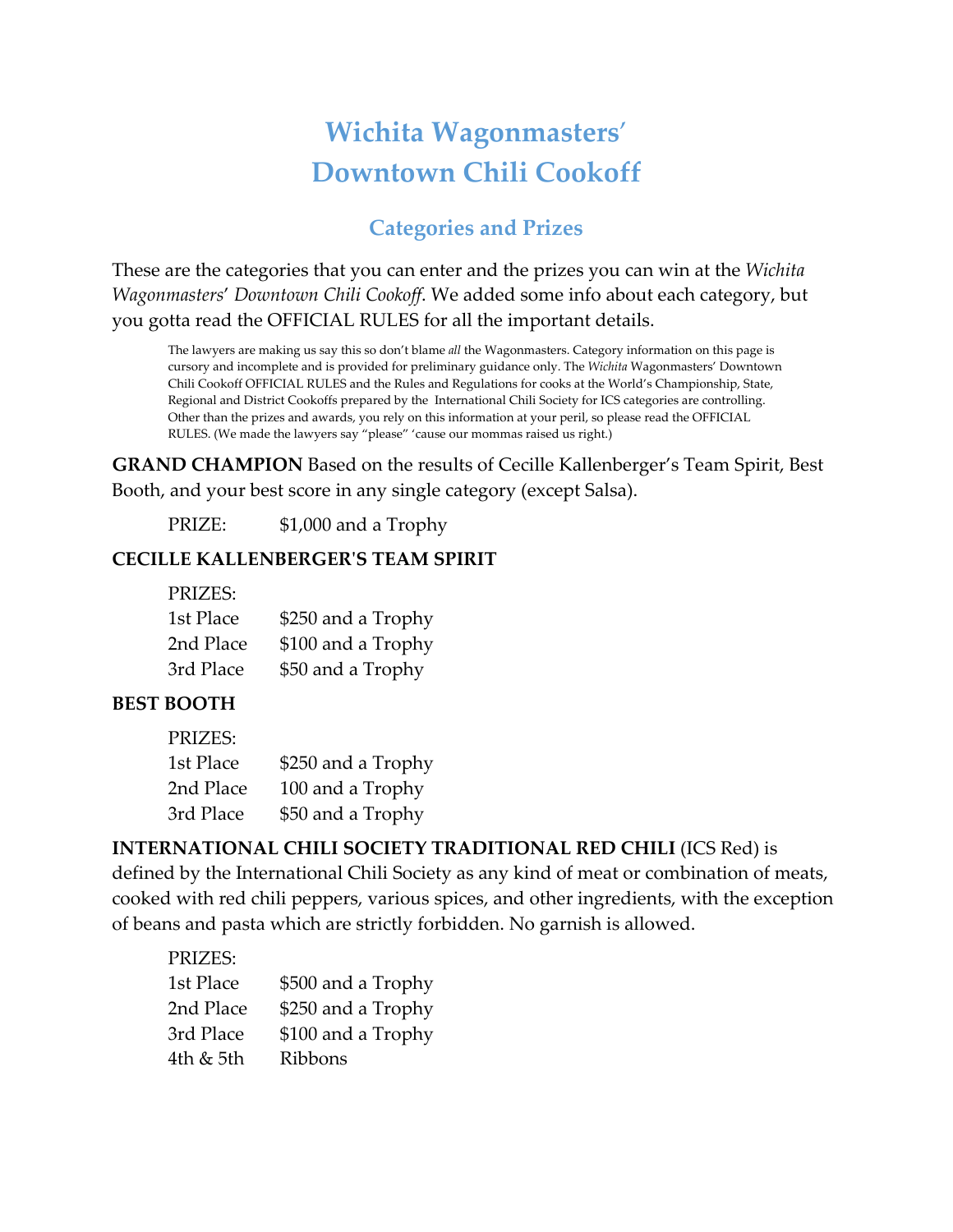# *Wichita Wagonmasters'*
# *Downtown Chili Cookoff*

## Categories and Prizes

These are the categories that you can enter and the prizes you can win at the *Wichita Wagonmasters' Downtown Chili Cookoff*. We added some info about each category, but you gotta read the OFFICIAL RULES for all the important details.

> The lawyers are making us say this so don't blame *all* the Wagonmasters. Category information on this page is cursory and incomplete and is provided for preliminary guidance only. The *Wichita* Wagonmasters' Downtown Chili Cookoff OFFICIAL RULES and the Rules and Regulations for cooks at the World's Championship, State, Regional and District Cookoffs prepared by the International Chili Society for ICS categories are controlling. Other than the prizes and awards, you rely on this information at your peril, so please read the OFFICIAL RULES. (We made the lawyers say "please" 'cause our mommas raised us right.)

**GRAND CHAMPION** Based on the results of Cecille Kallenberger's Team Spirit, Best Booth, and your best score in any single category (except Salsa).

PRIZE: $1,000 and a Trophy

**CECILLE KALLENBERGER'S TEAM SPIRIT**

PRIZES:

| | |
|---|---|
| 1st Place | $250 and a Trophy |
| 2nd Place | $100 and a Trophy |
| 3rd Place | $50 and a Trophy |

**BEST BOOTH**

PRIZES:

| | |
|---|---|
| 1st Place | $250 and a Trophy |
| 2nd Place | 100 and a Trophy |
| 3rd Place | $50 and a Trophy |

**INTERNATIONAL CHILI SOCIETY TRADITIONAL RED CHILI** (ICS Red) is defined by the International Chili Society as any kind of meat or combination of meats, cooked with red chili peppers, various spices, and other ingredients, with the exception of beans and pasta which are strictly forbidden. No garnish is allowed.

PRIZES:

| | |
|---|---|
| 1st Place | $500 and a Trophy |
| 2nd Place | $250 and a Trophy |
| 3rd Place | $100 and a Trophy |
| 4th & 5th | Ribbons |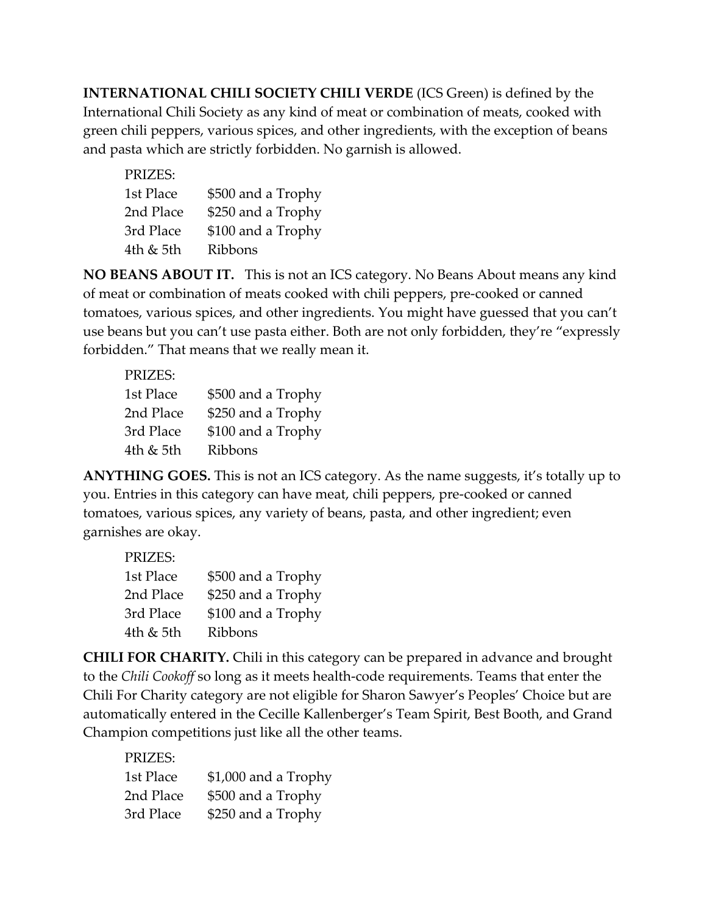**INTERNATIONAL CHILI SOCIETY CHILI VERDE** (ICS Green) is defined by the International Chili Society as any kind of meat or combination of meats, cooked with green chili peppers, various spices, and other ingredients, with the exception of beans and pasta which are strictly forbidden. No garnish is allowed.

PRIZES:

| | |
|---|---|
| 1st Place | $500 and a Trophy |
| 2nd Place | $250 and a Trophy |
| 3rd Place | $100 and a Trophy |
| 4th & 5th | Ribbons |

**NO BEANS ABOUT IT.** This is not an ICS category. No Beans About means any kind of meat or combination of meats cooked with chili peppers, pre-cooked or canned tomatoes, various spices, and other ingredients. You might have guessed that you can't use beans but you can't use pasta either. Both are not only forbidden, they're "expressly forbidden." That means that we really mean it.

PRIZES:

| | |
|---|---|
| 1st Place | $500 and a Trophy |
| 2nd Place | $250 and a Trophy |
| 3rd Place | $100 and a Trophy |
| 4th & 5th | Ribbons |

**ANYTHING GOES.** This is not an ICS category. As the name suggests, it's totally up to you. Entries in this category can have meat, chili peppers, pre-cooked or canned tomatoes, various spices, any variety of beans, pasta, and other ingredient; even garnishes are okay.

PRIZES:

| | |
|---|---|
| 1st Place | $500 and a Trophy |
| 2nd Place | $250 and a Trophy |
| 3rd Place | $100 and a Trophy |
| 4th & 5th | Ribbons |

**CHILI FOR CHARITY.** Chili in this category can be prepared in advance and brought to the *Chili Cookoff* so long as it meets health-code requirements. Teams that enter the Chili For Charity category are not eligible for Sharon Sawyer's Peoples' Choice but are automatically entered in the Cecille Kallenberger's Team Spirit, Best Booth, and Grand Champion competitions just like all the other teams.

PRIZES:

| | |
|---|---|
| 1st Place | $1,000 and a Trophy |
| 2nd Place | $500 and a Trophy |
| 3rd Place | $250 and a Trophy |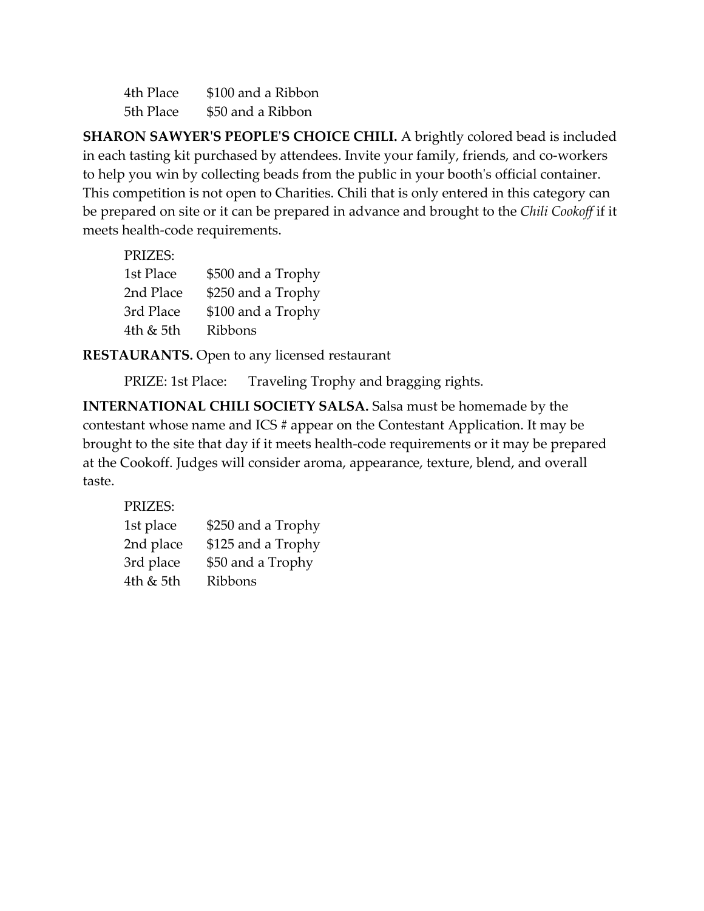4th Place  $100 and a Ribbon
5th Place  $50 and a Ribbon

**SHARON SAWYER'S PEOPLE'S CHOICE CHILI.** A brightly colored bead is included in each tasting kit purchased by attendees. Invite your family, friends, and co-workers to help you win by collecting beads from the public in your booth's official container. This competition is not open to Charities. Chili that is only entered in this category can be prepared on site or it can be prepared in advance and brought to the *Chili Cookoff* if it meets health-code requirements.

PRIZES:
1st Place  $500 and a Trophy
2nd Place  $250 and a Trophy
3rd Place  $100 and a Trophy
4th & 5th  Ribbons

**RESTAURANTS.** Open to any licensed restaurant

PRIZE: 1st Place:  Traveling Trophy and bragging rights.

**INTERNATIONAL CHILI SOCIETY SALSA.** Salsa must be homemade by the contestant whose name and ICS # appear on the Contestant Application. It may be brought to the site that day if it meets health-code requirements or it may be prepared at the Cookoff. Judges will consider aroma, appearance, texture, blend, and overall taste.

PRIZES:
1st place  $250 and a Trophy
2nd place  $125 and a Trophy
3rd place  $50 and a Trophy
4th & 5th  Ribbons